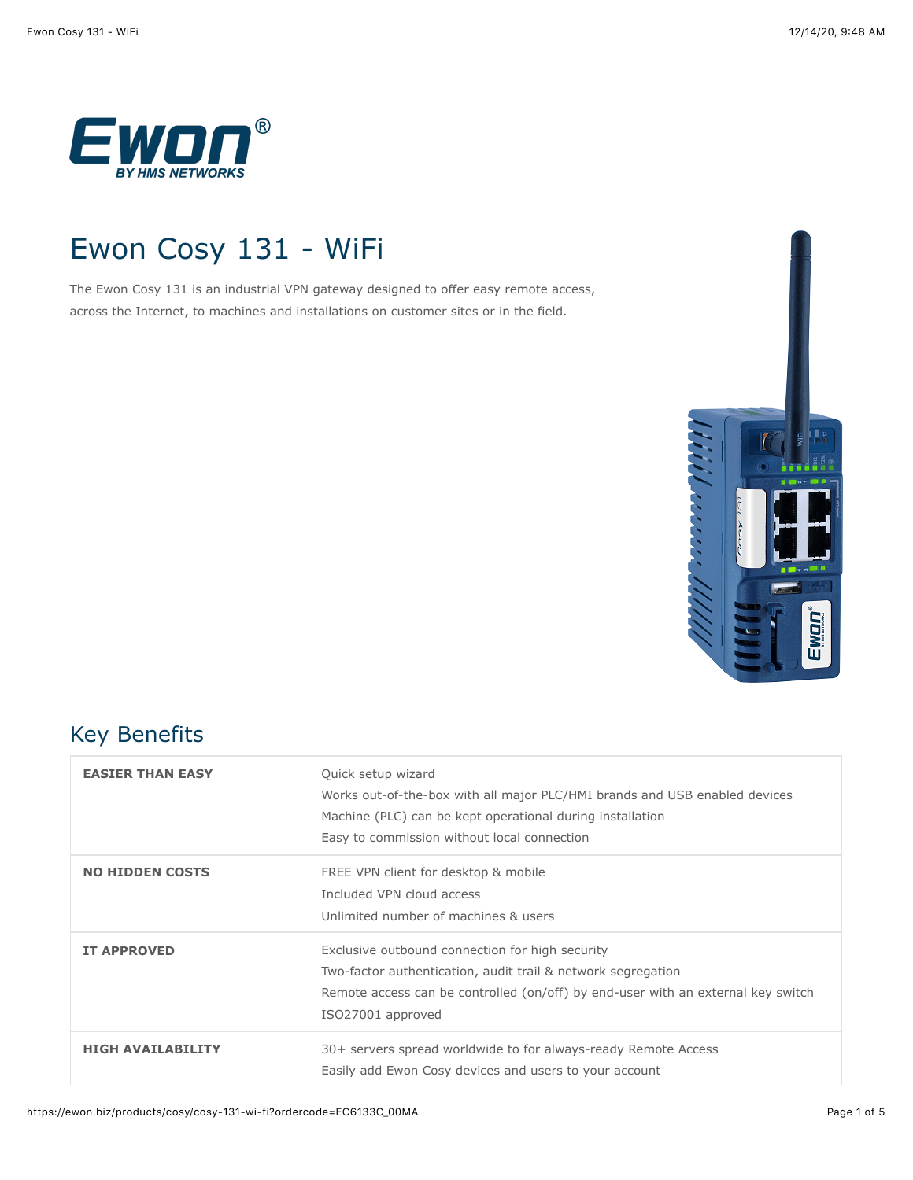# Ewon Cosy 131 - WiFi

The Ewon Cosy 131 is an industrial VPN gateway designed to offer easy remote access, across the Internet, to machines and installations on customer sites or in the field.

## Key Benefits

| | |
|---|---|
| **EASIER THAN EASY** | Quick setup wizard<br>Works out-of-the-box with all major PLC/HMI brands and USB enabled devices<br>Machine (PLC) can be kept operational during installation<br>Easy to commission without local connection |
| **NO HIDDEN COSTS** | FREE VPN client for desktop & mobile<br>Included VPN cloud access<br>Unlimited number of machines & users |
| **IT APPROVED** | Exclusive outbound connection for high security<br>Two-factor authentication, audit trail & network segregation<br>Remote access can be controlled (on/off) by end-user with an external key switch<br>ISO27001 approved |
| **HIGH AVAILABILITY** | 30+ servers spread worldwide to for always-ready Remote Access<br>Easily add Ewon Cosy devices and users to your account |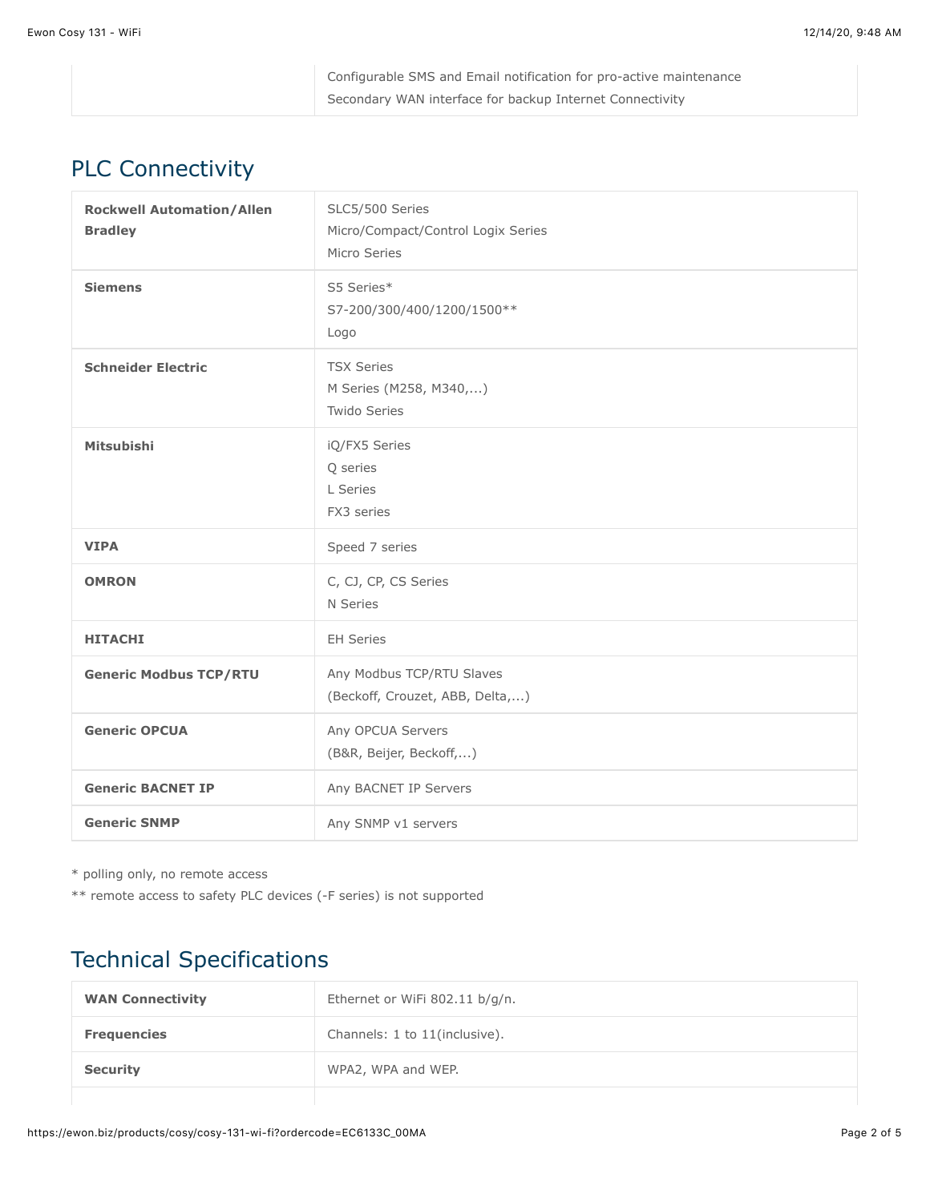| | |
|---|---|
| | Configurable SMS and Email notification for pro-active maintenance<br>Secondary WAN interface for backup Internet Connectivity |

## PLC Connectivity

| | |
|---|---|
| **Rockwell Automation/Allen Bradley** | SLC5/500 Series<br>Micro/Compact/Control Logix Series<br>Micro Series |
| **Siemens** | S5 Series*<br>S7-200/300/400/1200/1500**<br>Logo |
| **Schneider Electric** | TSX Series<br>M Series (M258, M340,...)<br>Twido Series |
| **Mitsubishi** | iQ/FX5 Series<br>Q series<br>L Series<br>FX3 series |
| **VIPA** | Speed 7 series |
| **OMRON** | C, CJ, CP, CS Series<br>N Series |
| **HITACHI** | EH Series |
| **Generic Modbus TCP/RTU** | Any Modbus TCP/RTU Slaves<br>(Beckoff, Crouzet, ABB, Delta,...) |
| **Generic OPCUA** | Any OPCUA Servers<br>(B&R, Beijer, Beckoff,...) |
| **Generic BACNET IP** | Any BACNET IP Servers |
| **Generic SNMP** | Any SNMP v1 servers |

\* polling only, no remote access

\*\* remote access to safety PLC devices (-F series) is not supported

## Technical Specifications

| | |
|---|---|
| **WAN Connectivity** | Ethernet or WiFi 802.11 b/g/n. |
| **Frequencies** | Channels: 1 to 11(inclusive). |
| **Security** | WPA2, WPA and WEP. |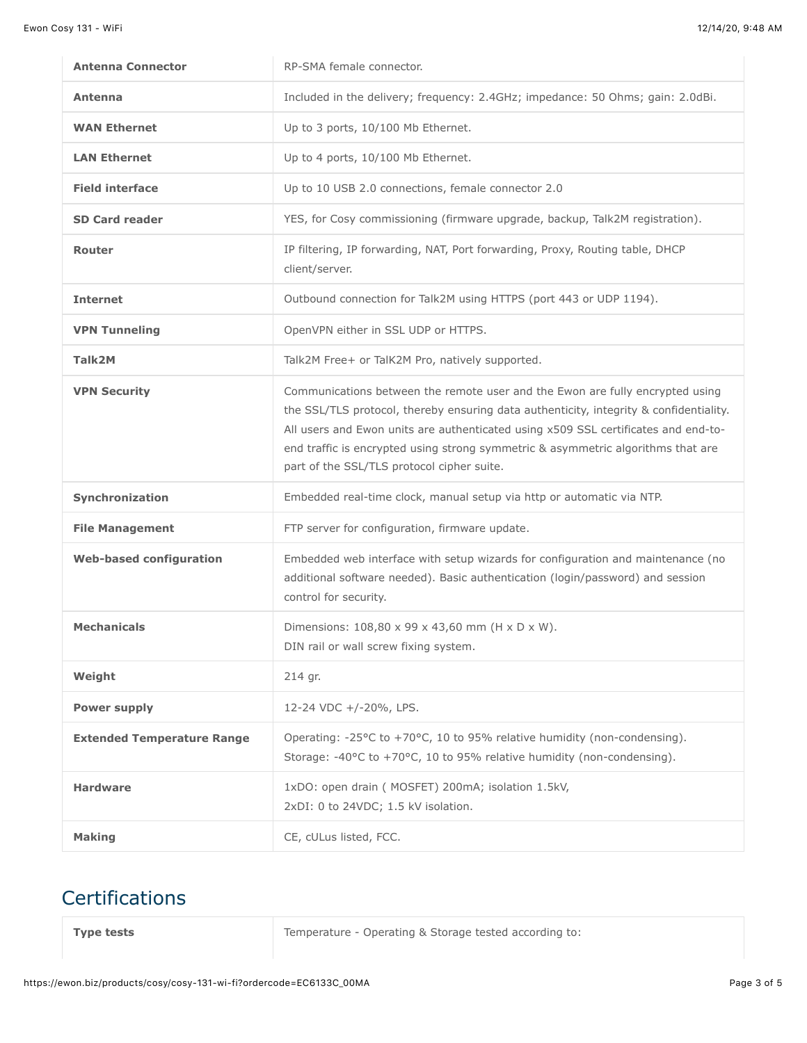| | |
|---|---|
| **Antenna Connector** | RP-SMA female connector. |
| **Antenna** | Included in the delivery; frequency: 2.4GHz; impedance: 50 Ohms; gain: 2.0dBi. |
| **WAN Ethernet** | Up to 3 ports, 10/100 Mb Ethernet. |
| **LAN Ethernet** | Up to 4 ports, 10/100 Mb Ethernet. |
| **Field interface** | Up to 10 USB 2.0 connections, female connector 2.0 |
| **SD Card reader** | YES, for Cosy commissioning (firmware upgrade, backup, Talk2M registration). |
| **Router** | IP filtering, IP forwarding, NAT, Port forwarding, Proxy, Routing table, DHCP client/server. |
| **Internet** | Outbound connection for Talk2M using HTTPS (port 443 or UDP 1194). |
| **VPN Tunneling** | OpenVPN either in SSL UDP or HTTPS. |
| **Talk2M** | Talk2M Free+ or TalK2M Pro, natively supported. |
| **VPN Security** | Communications between the remote user and the Ewon are fully encrypted using the SSL/TLS protocol, thereby ensuring data authenticity, integrity & confidentiality. All users and Ewon units are authenticated using x509 SSL certificates and end-to-end traffic is encrypted using strong symmetric & asymmetric algorithms that are part of the SSL/TLS protocol cipher suite. |
| **Synchronization** | Embedded real-time clock, manual setup via http or automatic via NTP. |
| **File Management** | FTP server for configuration, firmware update. |
| **Web-based configuration** | Embedded web interface with setup wizards for configuration and maintenance (no additional software needed). Basic authentication (login/password) and session control for security. |
| **Mechanicals** | Dimensions: 108,80 x 99 x 43,60 mm (H x D x W).<br>DIN rail or wall screw fixing system. |
| **Weight** | 214 gr. |
| **Power supply** | 12-24 VDC +/-20%, LPS. |
| **Extended Temperature Range** | Operating: -25°C to +70°C, 10 to 95% relative humidity (non-condensing).<br>Storage: -40°C to +70°C, 10 to 95% relative humidity (non-condensing). |
| **Hardware** | 1xDO: open drain ( MOSFET) 200mA; isolation 1.5kV,<br>2xDI: 0 to 24VDC; 1.5 kV isolation. |
| **Making** | CE, cULus listed, FCC. |

## Certifications

| | |
|---|---|
| **Type tests** | Temperature - Operating & Storage tested according to: |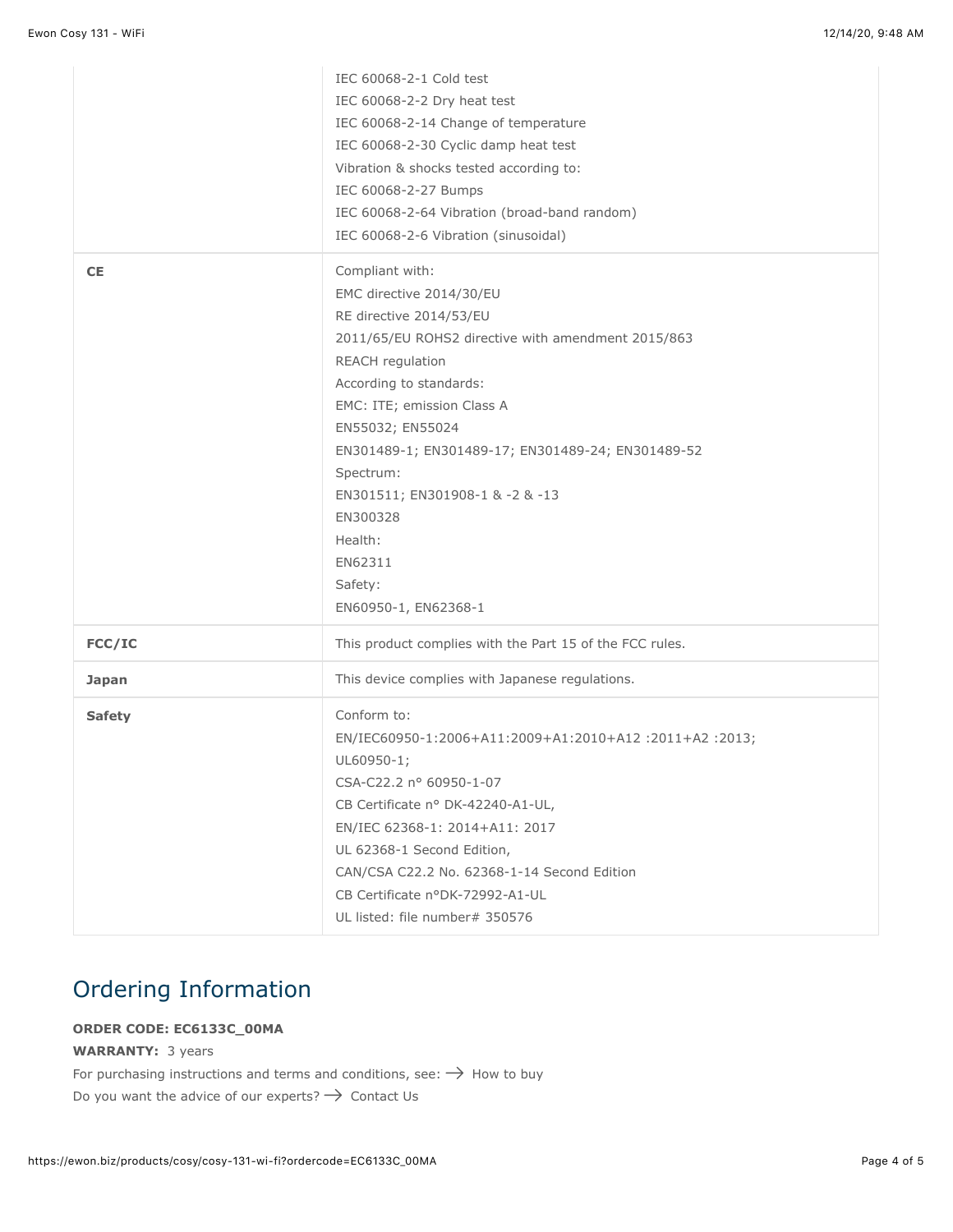| | |
|---|---|
| | IEC 60068-2-1 Cold test<br>IEC 60068-2-2 Dry heat test<br>IEC 60068-2-14 Change of temperature<br>IEC 60068-2-30 Cyclic damp heat test<br>Vibration & shocks tested according to:<br>IEC 60068-2-27 Bumps<br>IEC 60068-2-64 Vibration (broad-band random)<br>IEC 60068-2-6 Vibration (sinusoidal) |
| **CE** | Compliant with:<br>EMC directive 2014/30/EU<br>RE directive 2014/53/EU<br>2011/65/EU ROHS2 directive with amendment 2015/863<br>REACH regulation<br>According to standards:<br>EMC: ITE; emission Class A<br>EN55032; EN55024<br>EN301489-1; EN301489-17; EN301489-24; EN301489-52<br>Spectrum:<br>EN301511; EN301908-1 & -2 & -13<br>EN300328<br>Health:<br>EN62311<br>Safety:<br>EN60950-1, EN62368-1 |
| **FCC/IC** | This product complies with the Part 15 of the FCC rules. |
| **Japan** | This device complies with Japanese regulations. |
| **Safety** | Conform to:<br>EN/IEC60950-1:2006+A11:2009+A1:2010+A12 :2011+A2 :2013;<br>UL60950-1;<br>CSA-C22.2 n° 60950-1-07<br>CB Certificate n° DK-42240-A1-UL,<br>EN/IEC 62368-1: 2014+A11: 2017<br>UL 62368-1 Second Edition,<br>CAN/CSA C22.2 No. 62368-1-14 Second Edition<br>CB Certificate n°DK-72992-A1-UL<br>UL listed: file number# 350576 |

## Ordering Information

**ORDER CODE: EC6133C_00MA**

**WARRANTY:** 3 years

For purchasing instructions and terms and conditions, see: → How to buy

Do you want the advice of our experts? → Contact Us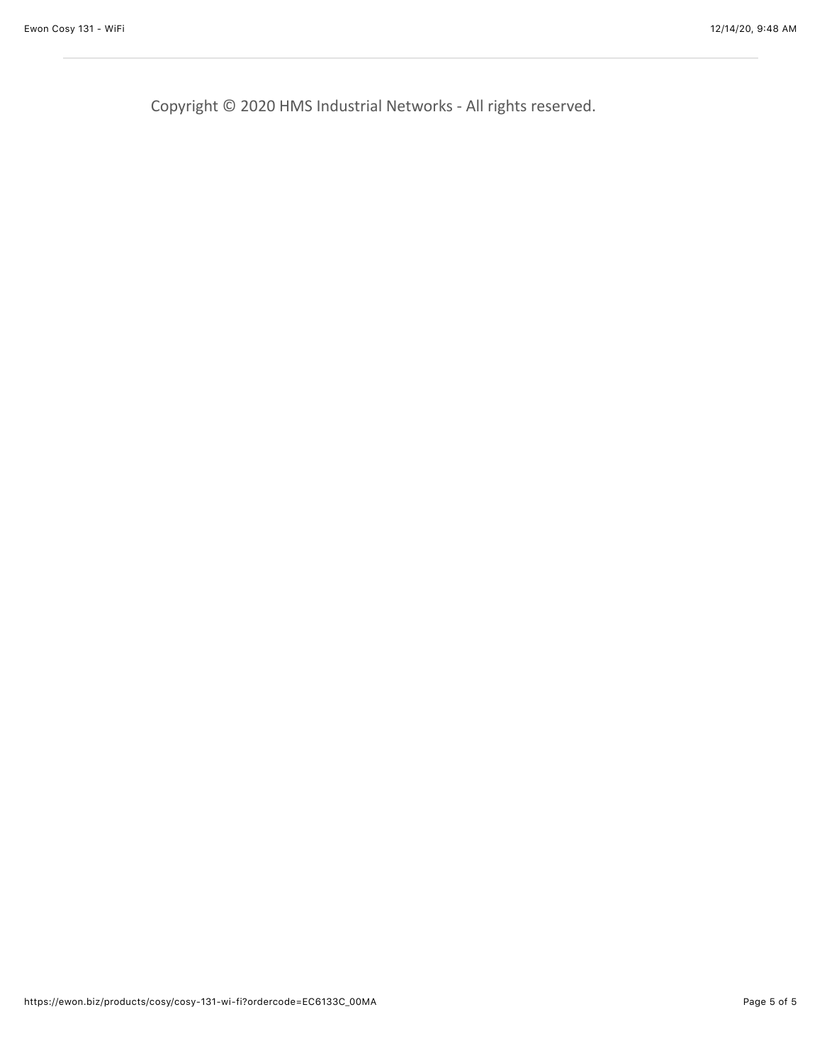---

Copyright © 2020 HMS Industrial Networks - All rights reserved.